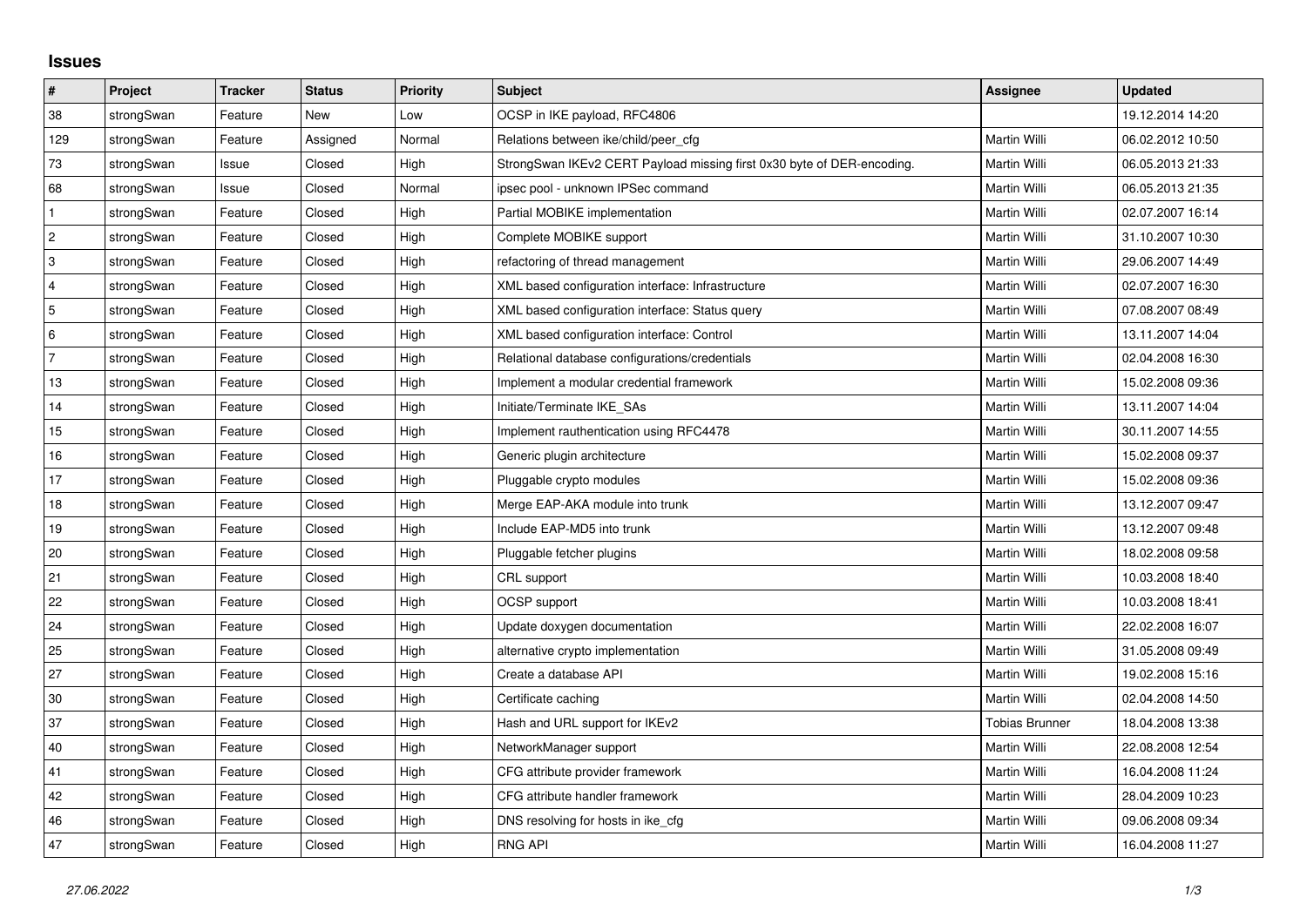# Issues

| # | Project | Tracker | Status | Priority | Subject | Assignee | Updated |
|---|---|---|---|---|---|---|---|
| 38 | strongSwan | Feature | New | Low | OCSP in IKE payload, RFC4806 | | 19.12.2014 14:20 |
| 129 | strongSwan | Feature | Assigned | Normal | Relations between ike/child/peer_cfg | Martin Willi | 06.02.2012 10:50 |
| 73 | strongSwan | Issue | Closed | High | StrongSwan IKEv2 CERT Payload missing first 0x30 byte of DER-encoding. | Martin Willi | 06.05.2013 21:33 |
| 68 | strongSwan | Issue | Closed | Normal | ipsec pool - unknown IPSec command | Martin Willi | 06.05.2013 21:35 |
| 1 | strongSwan | Feature | Closed | High | Partial MOBIKE implementation | Martin Willi | 02.07.2007 16:14 |
| 2 | strongSwan | Feature | Closed | High | Complete MOBIKE support | Martin Willi | 31.10.2007 10:30 |
| 3 | strongSwan | Feature | Closed | High | refactoring of thread management | Martin Willi | 29.06.2007 14:49 |
| 4 | strongSwan | Feature | Closed | High | XML based configuration interface: Infrastructure | Martin Willi | 02.07.2007 16:30 |
| 5 | strongSwan | Feature | Closed | High | XML based configuration interface: Status query | Martin Willi | 07.08.2007 08:49 |
| 6 | strongSwan | Feature | Closed | High | XML based configuration interface: Control | Martin Willi | 13.11.2007 14:04 |
| 7 | strongSwan | Feature | Closed | High | Relational database configurations/credentials | Martin Willi | 02.04.2008 16:30 |
| 13 | strongSwan | Feature | Closed | High | Implement a modular credential framework | Martin Willi | 15.02.2008 09:36 |
| 14 | strongSwan | Feature | Closed | High | Initiate/Terminate IKE_SAs | Martin Willi | 13.11.2007 14:04 |
| 15 | strongSwan | Feature | Closed | High | Implement rauthentication using RFC4478 | Martin Willi | 30.11.2007 14:55 |
| 16 | strongSwan | Feature | Closed | High | Generic plugin architecture | Martin Willi | 15.02.2008 09:37 |
| 17 | strongSwan | Feature | Closed | High | Pluggable crypto modules | Martin Willi | 15.02.2008 09:36 |
| 18 | strongSwan | Feature | Closed | High | Merge EAP-AKA module into trunk | Martin Willi | 13.12.2007 09:47 |
| 19 | strongSwan | Feature | Closed | High | Include EAP-MD5 into trunk | Martin Willi | 13.12.2007 09:48 |
| 20 | strongSwan | Feature | Closed | High | Pluggable fetcher plugins | Martin Willi | 18.02.2008 09:58 |
| 21 | strongSwan | Feature | Closed | High | CRL support | Martin Willi | 10.03.2008 18:40 |
| 22 | strongSwan | Feature | Closed | High | OCSP support | Martin Willi | 10.03.2008 18:41 |
| 24 | strongSwan | Feature | Closed | High | Update doxygen documentation | Martin Willi | 22.02.2008 16:07 |
| 25 | strongSwan | Feature | Closed | High | alternative crypto implementation | Martin Willi | 31.05.2008 09:49 |
| 27 | strongSwan | Feature | Closed | High | Create a database API | Martin Willi | 19.02.2008 15:16 |
| 30 | strongSwan | Feature | Closed | High | Certificate caching | Martin Willi | 02.04.2008 14:50 |
| 37 | strongSwan | Feature | Closed | High | Hash and URL support for IKEv2 | Tobias Brunner | 18.04.2008 13:38 |
| 40 | strongSwan | Feature | Closed | High | NetworkManager support | Martin Willi | 22.08.2008 12:54 |
| 41 | strongSwan | Feature | Closed | High | CFG attribute provider framework | Martin Willi | 16.04.2008 11:24 |
| 42 | strongSwan | Feature | Closed | High | CFG attribute handler framework | Martin Willi | 28.04.2009 10:23 |
| 46 | strongSwan | Feature | Closed | High | DNS resolving for hosts in ike_cfg | Martin Willi | 09.06.2008 09:34 |
| 47 | strongSwan | Feature | Closed | High | RNG API | Martin Willi | 16.04.2008 11:27 |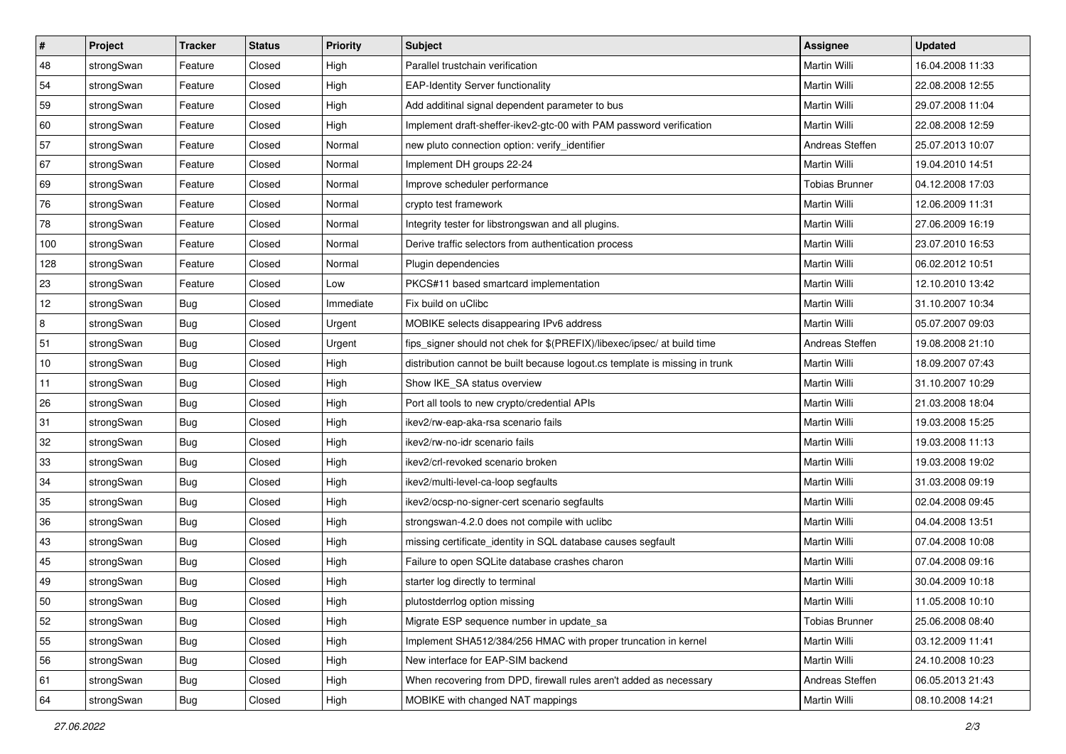| # | Project | Tracker | Status | Priority | Subject | Assignee | Updated |
|---|---|---|---|---|---|---|---|
| 48 | strongSwan | Feature | Closed | High | Parallel trustchain verification | Martin Willi | 16.04.2008 11:33 |
| 54 | strongSwan | Feature | Closed | High | EAP-Identity Server functionality | Martin Willi | 22.08.2008 12:55 |
| 59 | strongSwan | Feature | Closed | High | Add additinal signal dependent parameter to bus | Martin Willi | 29.07.2008 11:04 |
| 60 | strongSwan | Feature | Closed | High | Implement draft-sheffer-ikev2-gtc-00 with PAM password verification | Martin Willi | 22.08.2008 12:59 |
| 57 | strongSwan | Feature | Closed | Normal | new pluto connection option: verify_identifier | Andreas Steffen | 25.07.2013 10:07 |
| 67 | strongSwan | Feature | Closed | Normal | Implement DH groups 22-24 | Martin Willi | 19.04.2010 14:51 |
| 69 | strongSwan | Feature | Closed | Normal | Improve scheduler performance | Tobias Brunner | 04.12.2008 17:03 |
| 76 | strongSwan | Feature | Closed | Normal | crypto test framework | Martin Willi | 12.06.2009 11:31 |
| 78 | strongSwan | Feature | Closed | Normal | Integrity tester for libstrongswan and all plugins. | Martin Willi | 27.06.2009 16:19 |
| 100 | strongSwan | Feature | Closed | Normal | Derive traffic selectors from authentication process | Martin Willi | 23.07.2010 16:53 |
| 128 | strongSwan | Feature | Closed | Normal | Plugin dependencies | Martin Willi | 06.02.2012 10:51 |
| 23 | strongSwan | Feature | Closed | Low | PKCS#11 based smartcard implementation | Martin Willi | 12.10.2010 13:42 |
| 12 | strongSwan | Bug | Closed | Immediate | Fix build on uClibc | Martin Willi | 31.10.2007 10:34 |
| 8 | strongSwan | Bug | Closed | Urgent | MOBIKE selects disappearing IPv6 address | Martin Willi | 05.07.2007 09:03 |
| 51 | strongSwan | Bug | Closed | Urgent | fips_signer should not chek for $(PREFIX)/libexec/ipsec/ at build time | Andreas Steffen | 19.08.2008 21:10 |
| 10 | strongSwan | Bug | Closed | High | distribution cannot be built because logout.cs template is missing in trunk | Martin Willi | 18.09.2007 07:43 |
| 11 | strongSwan | Bug | Closed | High | Show IKE_SA status overview | Martin Willi | 31.10.2007 10:29 |
| 26 | strongSwan | Bug | Closed | High | Port all tools to new crypto/credential APIs | Martin Willi | 21.03.2008 18:04 |
| 31 | strongSwan | Bug | Closed | High | ikev2/rw-eap-aka-rsa scenario fails | Martin Willi | 19.03.2008 15:25 |
| 32 | strongSwan | Bug | Closed | High | ikev2/rw-no-idr scenario fails | Martin Willi | 19.03.2008 11:13 |
| 33 | strongSwan | Bug | Closed | High | ikev2/crl-revoked scenario broken | Martin Willi | 19.03.2008 19:02 |
| 34 | strongSwan | Bug | Closed | High | ikev2/multi-level-ca-loop segfaults | Martin Willi | 31.03.2008 09:19 |
| 35 | strongSwan | Bug | Closed | High | ikev2/ocsp-no-signer-cert scenario segfaults | Martin Willi | 02.04.2008 09:45 |
| 36 | strongSwan | Bug | Closed | High | strongswan-4.2.0 does not compile with uclibc | Martin Willi | 04.04.2008 13:51 |
| 43 | strongSwan | Bug | Closed | High | missing certificate_identity in SQL database causes segfault | Martin Willi | 07.04.2008 10:08 |
| 45 | strongSwan | Bug | Closed | High | Failure to open SQLite database crashes charon | Martin Willi | 07.04.2008 09:16 |
| 49 | strongSwan | Bug | Closed | High | starter log directly to terminal | Martin Willi | 30.04.2009 10:18 |
| 50 | strongSwan | Bug | Closed | High | plutostderrlog option missing | Martin Willi | 11.05.2008 10:10 |
| 52 | strongSwan | Bug | Closed | High | Migrate ESP sequence number in update_sa | Tobias Brunner | 25.06.2008 08:40 |
| 55 | strongSwan | Bug | Closed | High | Implement SHA512/384/256 HMAC with proper truncation in kernel | Martin Willi | 03.12.2009 11:41 |
| 56 | strongSwan | Bug | Closed | High | New interface for EAP-SIM backend | Martin Willi | 24.10.2008 10:23 |
| 61 | strongSwan | Bug | Closed | High | When recovering from DPD, firewall rules aren't added as necessary | Andreas Steffen | 06.05.2013 21:43 |
| 64 | strongSwan | Bug | Closed | High | MOBIKE with changed NAT mappings | Martin Willi | 08.10.2008 14:21 |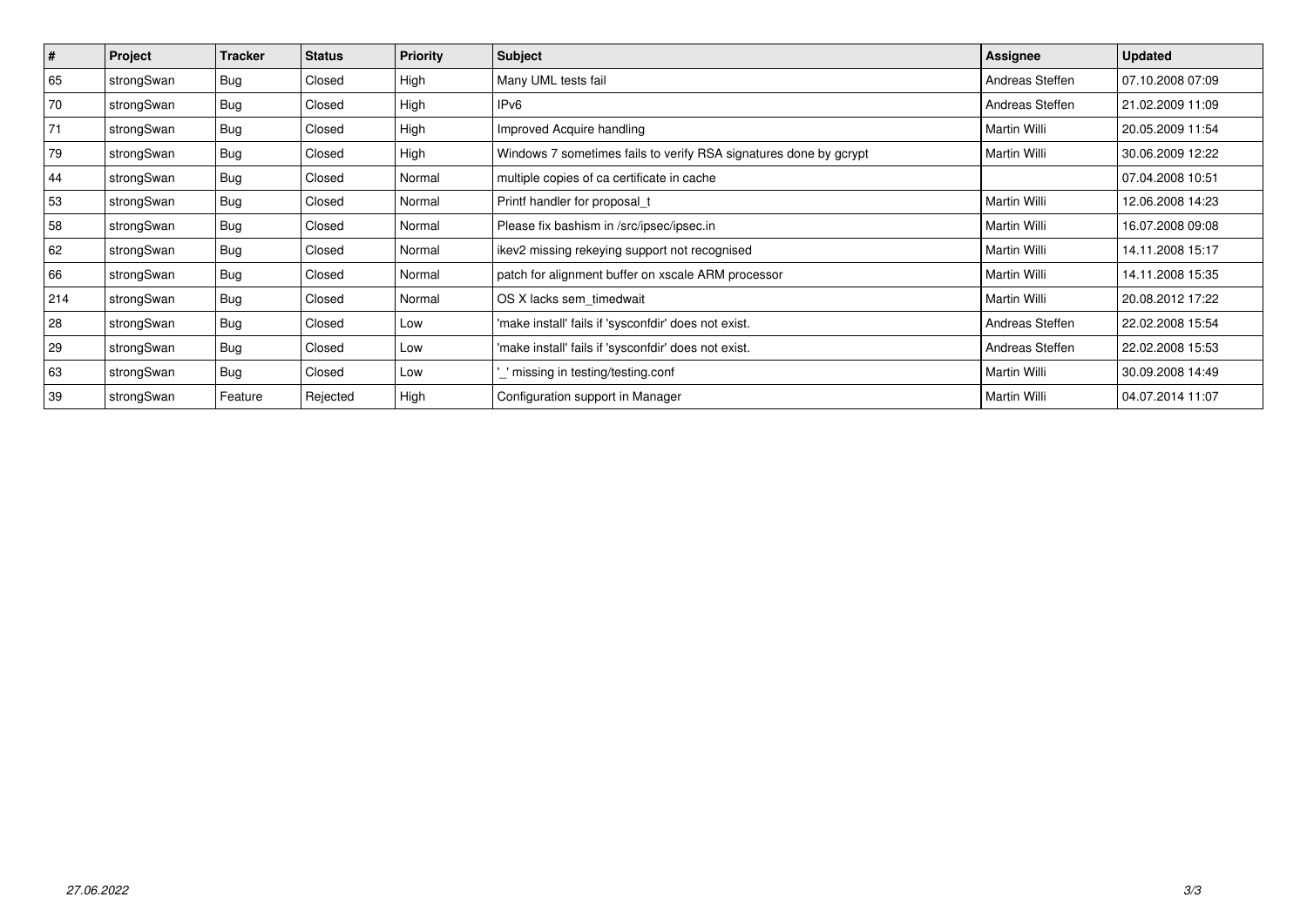| # | Project | Tracker | Status | Priority | Subject | Assignee | Updated |
| --- | --- | --- | --- | --- | --- | --- | --- |
| 65 | strongSwan | Bug | Closed | High | Many UML tests fail | Andreas Steffen | 07.10.2008 07:09 |
| 70 | strongSwan | Bug | Closed | High | IPv6 | Andreas Steffen | 21.02.2009 11:09 |
| 71 | strongSwan | Bug | Closed | High | Improved Acquire handling | Martin Willi | 20.05.2009 11:54 |
| 79 | strongSwan | Bug | Closed | High | Windows 7 sometimes fails to verify RSA signatures done by gcrypt | Martin Willi | 30.06.2009 12:22 |
| 44 | strongSwan | Bug | Closed | Normal | multiple copies of ca certificate in cache | | 07.04.2008 10:51 |
| 53 | strongSwan | Bug | Closed | Normal | Printf handler for proposal_t | Martin Willi | 12.06.2008 14:23 |
| 58 | strongSwan | Bug | Closed | Normal | Please fix bashism in /src/ipsec/ipsec.in | Martin Willi | 16.07.2008 09:08 |
| 62 | strongSwan | Bug | Closed | Normal | ikev2 missing rekeying support not recognised | Martin Willi | 14.11.2008 15:17 |
| 66 | strongSwan | Bug | Closed | Normal | patch for alignment buffer on xscale ARM processor | Martin Willi | 14.11.2008 15:35 |
| 214 | strongSwan | Bug | Closed | Normal | OS X lacks sem_timedwait | Martin Willi | 20.08.2012 17:22 |
| 28 | strongSwan | Bug | Closed | Low | 'make install' fails if 'sysconfdir' does not exist. | Andreas Steffen | 22.02.2008 15:54 |
| 29 | strongSwan | Bug | Closed | Low | 'make install' fails if 'sysconfdir' does not exist. | Andreas Steffen | 22.02.2008 15:53 |
| 63 | strongSwan | Bug | Closed | Low | '_' missing in testing/testing.conf | Martin Willi | 30.09.2008 14:49 |
| 39 | strongSwan | Feature | Rejected | High | Configuration support in Manager | Martin Willi | 04.07.2014 11:07 |